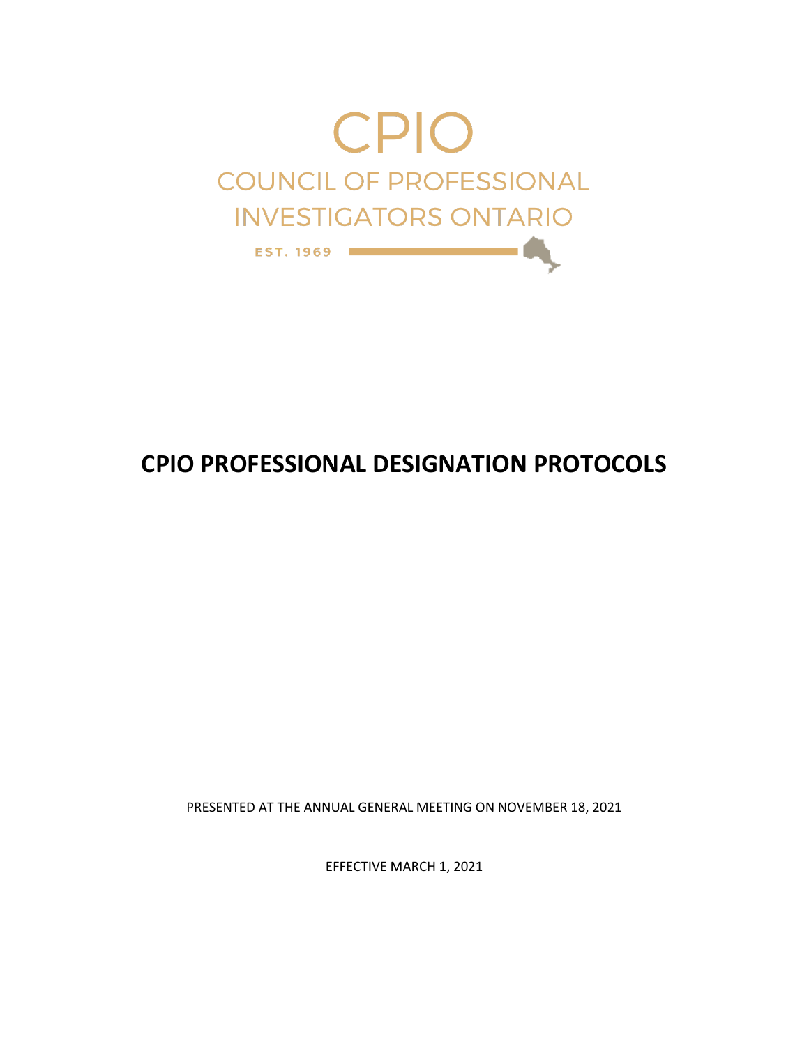CPIO

COUNCIL OF PROFESSIONAL INVESTIGATORS ONTARIO

EST. 1969

# CPIO PROFESSIONAL DESIGNATION PROTOCOLS

PRESENTED AT THE ANNUAL GENERAL MEETING ON NOVEMBER 18, 2021

EFFECTIVE MARCH 1, 2021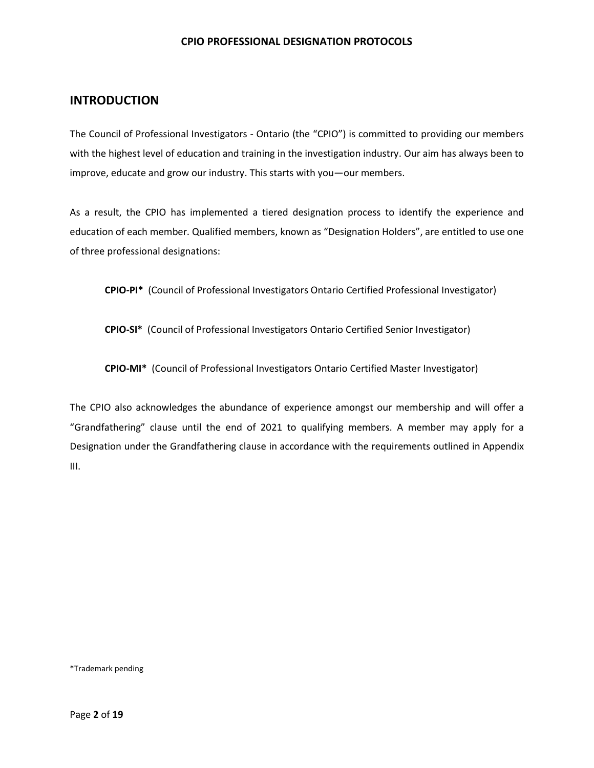## INTRODUCTION

The Council of Professional Investigators - Ontario (the "CPIO") is committed to providing our members with the highest level of education and training in the investigation industry. Our aim has always been to improve, educate and grow our industry. This starts with you—our members.

As a result, the CPIO has implemented a tiered designation process to identify the experience and education of each member. Qualified members, known as "Designation Holders", are entitled to use one of three professional designations:

**CPIO-PI*** (Council of Professional Investigators Ontario Certified Professional Investigator)

**CPIO-SI*** (Council of Professional Investigators Ontario Certified Senior Investigator)

**CPIO-MI*** (Council of Professional Investigators Ontario Certified Master Investigator)

The CPIO also acknowledges the abundance of experience amongst our membership and will offer a "Grandfathering" clause until the end of 2021 to qualifying members. A member may apply for a Designation under the Grandfathering clause in accordance with the requirements outlined in Appendix III.

*Trademark pending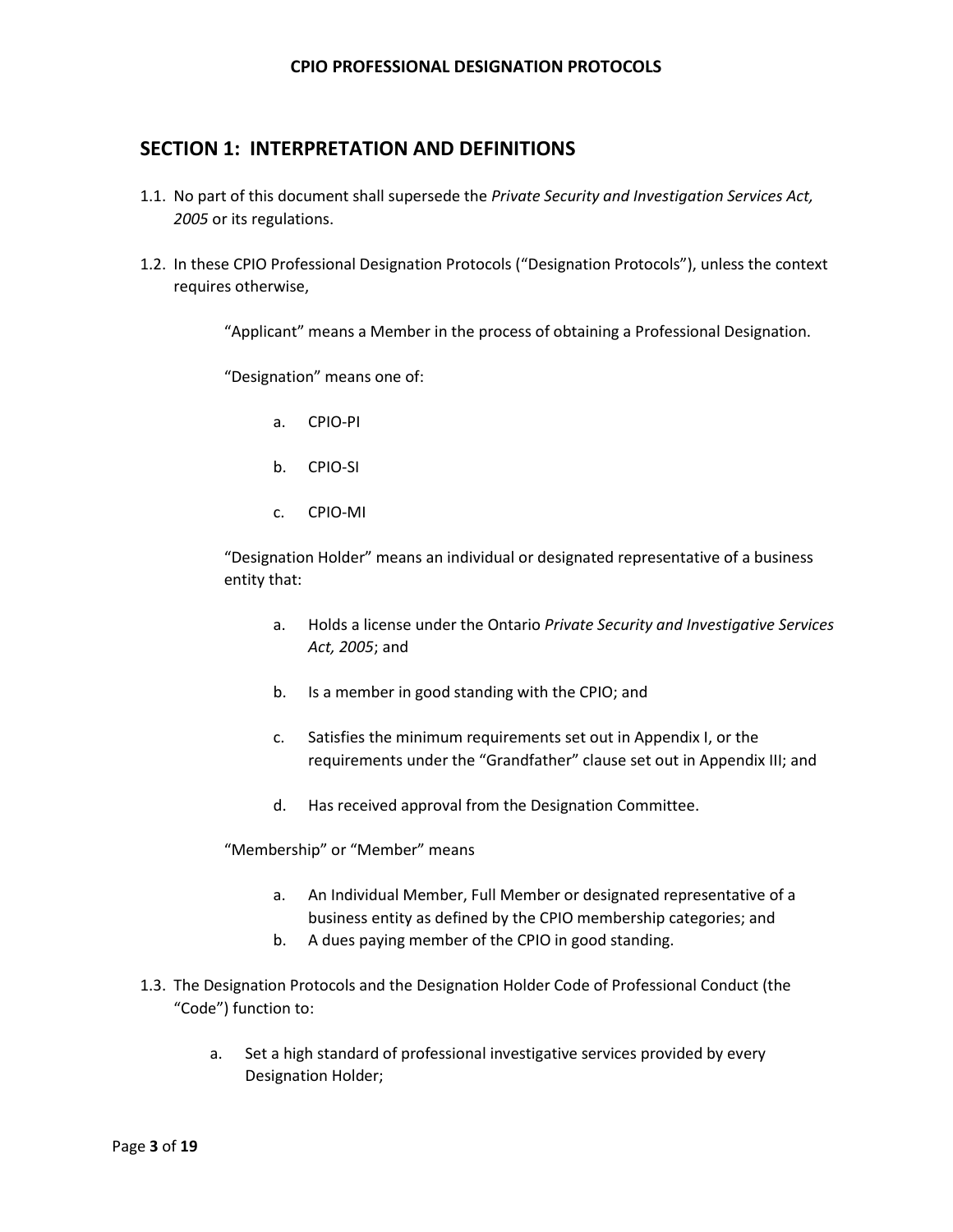## SECTION 1: INTERPRETATION AND DEFINITIONS

1.1. No part of this document shall supersede the *Private Security and Investigation Services Act, 2005* or its regulations.

1.2. In these CPIO Professional Designation Protocols ("Designation Protocols"), unless the context requires otherwise,

"Applicant" means a Member in the process of obtaining a Professional Designation.

"Designation" means one of:

a. CPIO-PI

b. CPIO-SI

c. CPIO-MI

"Designation Holder" means an individual or designated representative of a business entity that:

a. Holds a license under the Ontario *Private Security and Investigative Services Act, 2005*; and

b. Is a member in good standing with the CPIO; and

c. Satisfies the minimum requirements set out in Appendix I, or the requirements under the "Grandfather" clause set out in Appendix III; and

d. Has received approval from the Designation Committee.

"Membership" or "Member" means

a. An Individual Member, Full Member or designated representative of a business entity as defined by the CPIO membership categories; and
b. A dues paying member of the CPIO in good standing.

1.3. The Designation Protocols and the Designation Holder Code of Professional Conduct (the "Code") function to:

a. Set a high standard of professional investigative services provided by every Designation Holder;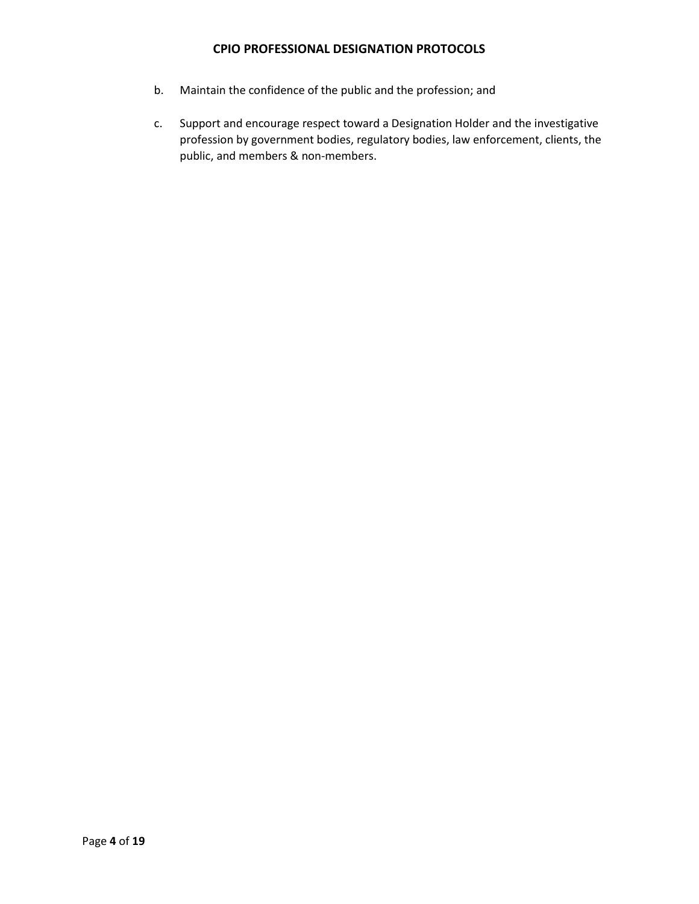b. Maintain the confidence of the public and the profession; and

c. Support and encourage respect toward a Designation Holder and the investigative profession by government bodies, regulatory bodies, law enforcement, clients, the public, and members & non-members.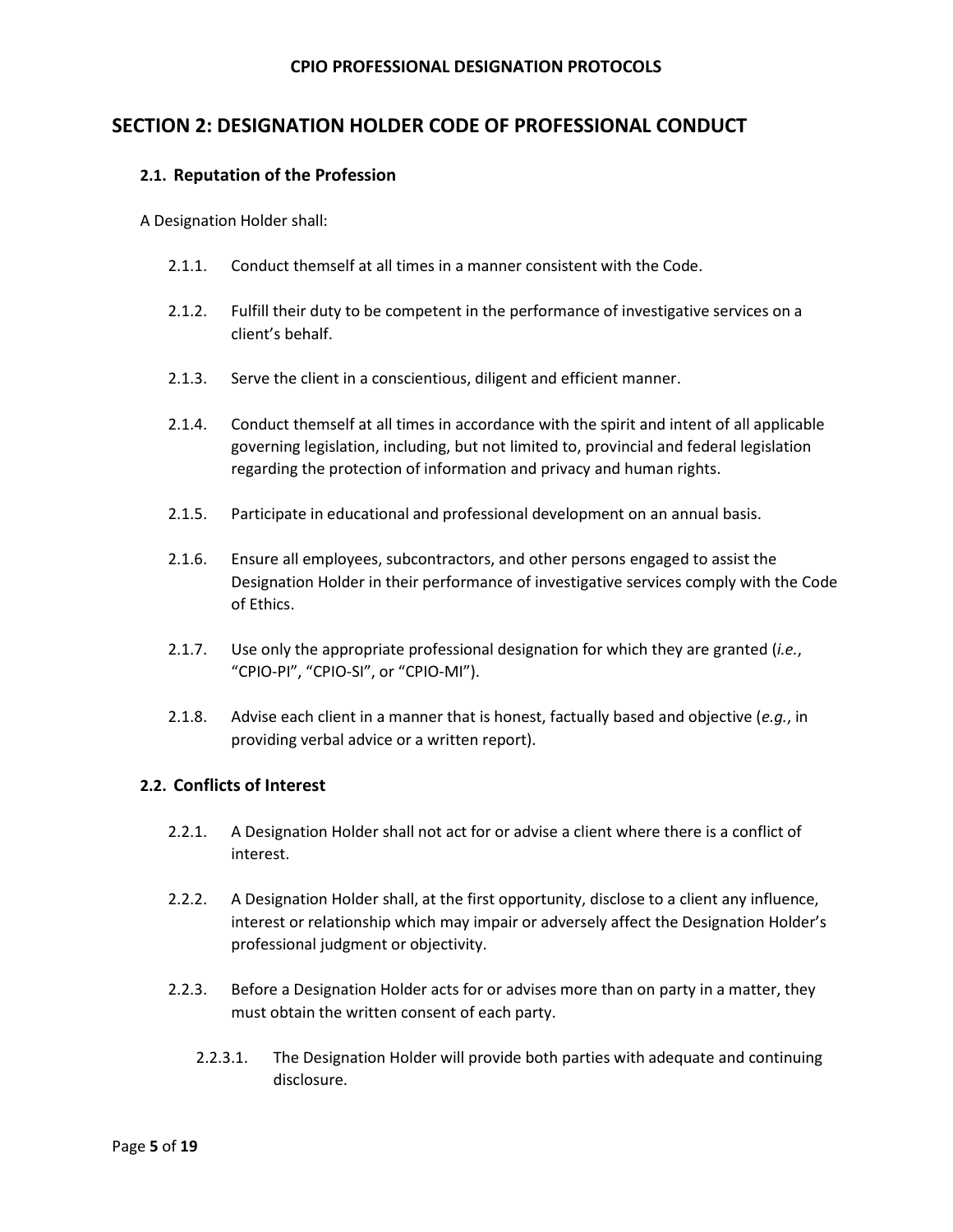## SECTION 2: DESIGNATION HOLDER CODE OF PROFESSIONAL CONDUCT

### 2.1. Reputation of the Profession

A Designation Holder shall:

2.1.1. Conduct themself at all times in a manner consistent with the Code.

2.1.2. Fulfill their duty to be competent in the performance of investigative services on a client's behalf.

2.1.3. Serve the client in a conscientious, diligent and efficient manner.

2.1.4. Conduct themself at all times in accordance with the spirit and intent of all applicable governing legislation, including, but not limited to, provincial and federal legislation regarding the protection of information and privacy and human rights.

2.1.5. Participate in educational and professional development on an annual basis.

2.1.6. Ensure all employees, subcontractors, and other persons engaged to assist the Designation Holder in their performance of investigative services comply with the Code of Ethics.

2.1.7. Use only the appropriate professional designation for which they are granted (*i.e.*, "CPIO-PI", "CPIO-SI", or "CPIO-MI").

2.1.8. Advise each client in a manner that is honest, factually based and objective (*e.g.*, in providing verbal advice or a written report).

### 2.2. Conflicts of Interest

2.2.1. A Designation Holder shall not act for or advise a client where there is a conflict of interest.

2.2.2. A Designation Holder shall, at the first opportunity, disclose to a client any influence, interest or relationship which may impair or adversely affect the Designation Holder's professional judgment or objectivity.

2.2.3. Before a Designation Holder acts for or advises more than on party in a matter, they must obtain the written consent of each party.

2.2.3.1. The Designation Holder will provide both parties with adequate and continuing disclosure.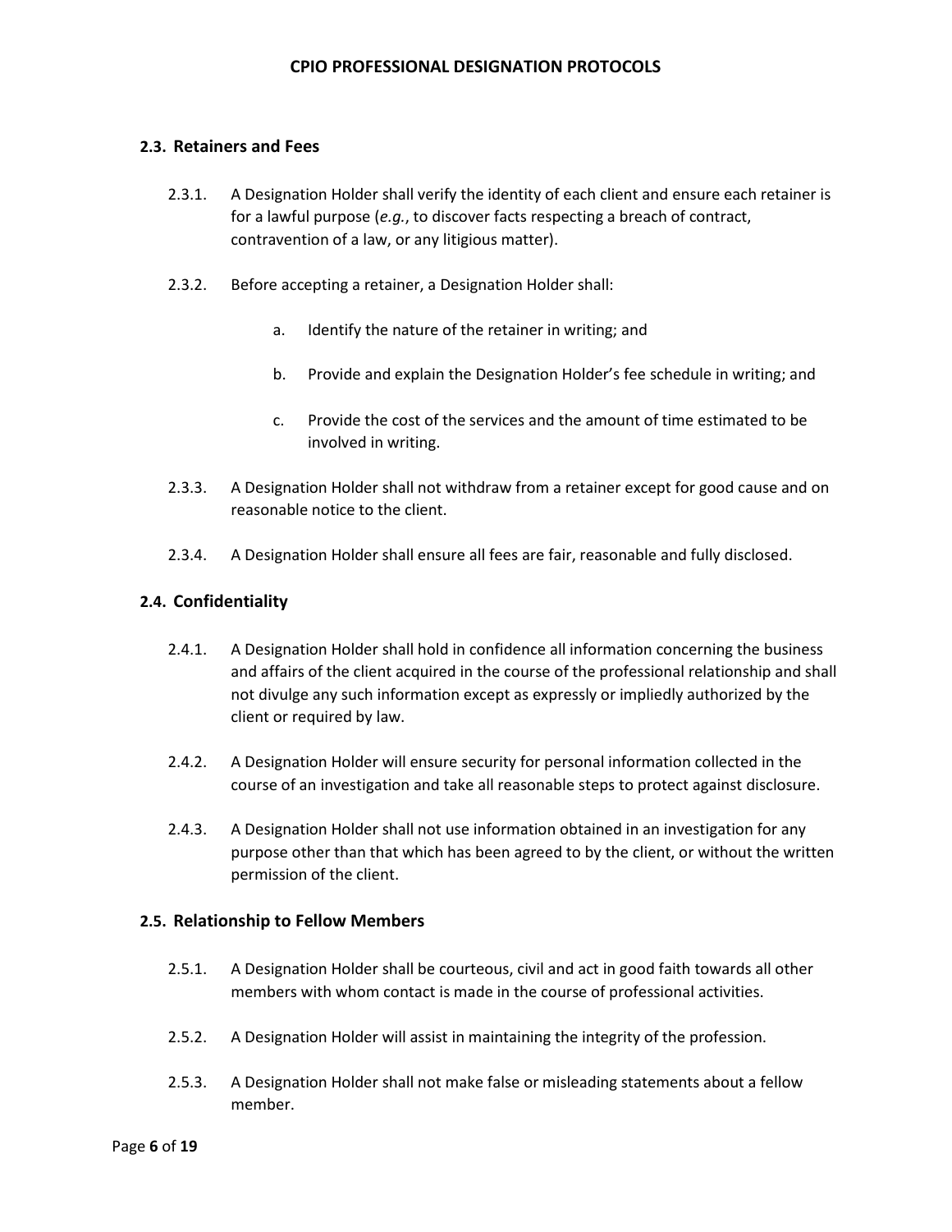### 2.3. Retainers and Fees

2.3.1. A Designation Holder shall verify the identity of each client and ensure each retainer is for a lawful purpose (*e.g.*, to discover facts respecting a breach of contract, contravention of a law, or any litigious matter).

2.3.2. Before accepting a retainer, a Designation Holder shall:

a. Identify the nature of the retainer in writing; and

b. Provide and explain the Designation Holder's fee schedule in writing; and

c. Provide the cost of the services and the amount of time estimated to be involved in writing.

2.3.3. A Designation Holder shall not withdraw from a retainer except for good cause and on reasonable notice to the client.

2.3.4. A Designation Holder shall ensure all fees are fair, reasonable and fully disclosed.

### 2.4. Confidentiality

2.4.1. A Designation Holder shall hold in confidence all information concerning the business and affairs of the client acquired in the course of the professional relationship and shall not divulge any such information except as expressly or impliedly authorized by the client or required by law.

2.4.2. A Designation Holder will ensure security for personal information collected in the course of an investigation and take all reasonable steps to protect against disclosure.

2.4.3. A Designation Holder shall not use information obtained in an investigation for any purpose other than that which has been agreed to by the client, or without the written permission of the client.

### 2.5. Relationship to Fellow Members

2.5.1. A Designation Holder shall be courteous, civil and act in good faith towards all other members with whom contact is made in the course of professional activities.

2.5.2. A Designation Holder will assist in maintaining the integrity of the profession.

2.5.3. A Designation Holder shall not make false or misleading statements about a fellow member.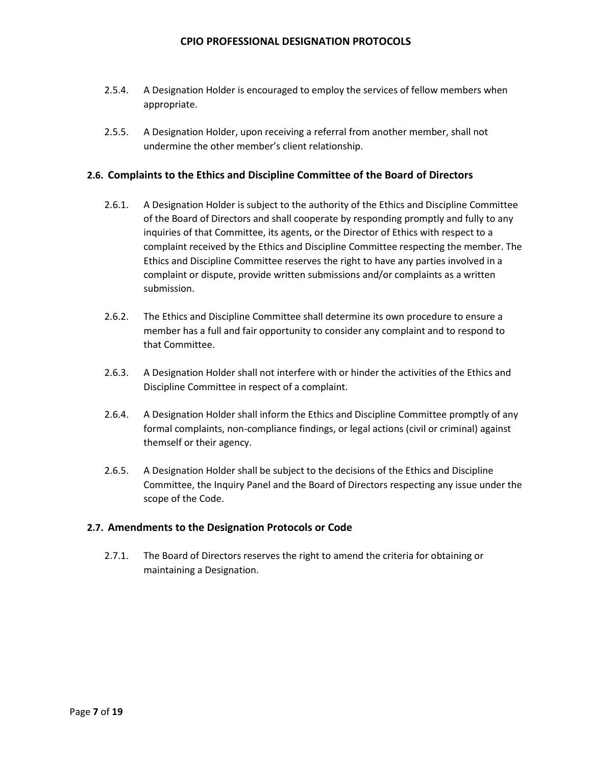2.5.4. A Designation Holder is encouraged to employ the services of fellow members when appropriate.

2.5.5. A Designation Holder, upon receiving a referral from another member, shall not undermine the other member's client relationship.

### 2.6. Complaints to the Ethics and Discipline Committee of the Board of Directors

2.6.1. A Designation Holder is subject to the authority of the Ethics and Discipline Committee of the Board of Directors and shall cooperate by responding promptly and fully to any inquiries of that Committee, its agents, or the Director of Ethics with respect to a complaint received by the Ethics and Discipline Committee respecting the member. The Ethics and Discipline Committee reserves the right to have any parties involved in a complaint or dispute, provide written submissions and/or complaints as a written submission.

2.6.2. The Ethics and Discipline Committee shall determine its own procedure to ensure a member has a full and fair opportunity to consider any complaint and to respond to that Committee.

2.6.3. A Designation Holder shall not interfere with or hinder the activities of the Ethics and Discipline Committee in respect of a complaint.

2.6.4. A Designation Holder shall inform the Ethics and Discipline Committee promptly of any formal complaints, non-compliance findings, or legal actions (civil or criminal) against themself or their agency.

2.6.5. A Designation Holder shall be subject to the decisions of the Ethics and Discipline Committee, the Inquiry Panel and the Board of Directors respecting any issue under the scope of the Code.

### 2.7. Amendments to the Designation Protocols or Code

2.7.1. The Board of Directors reserves the right to amend the criteria for obtaining or maintaining a Designation.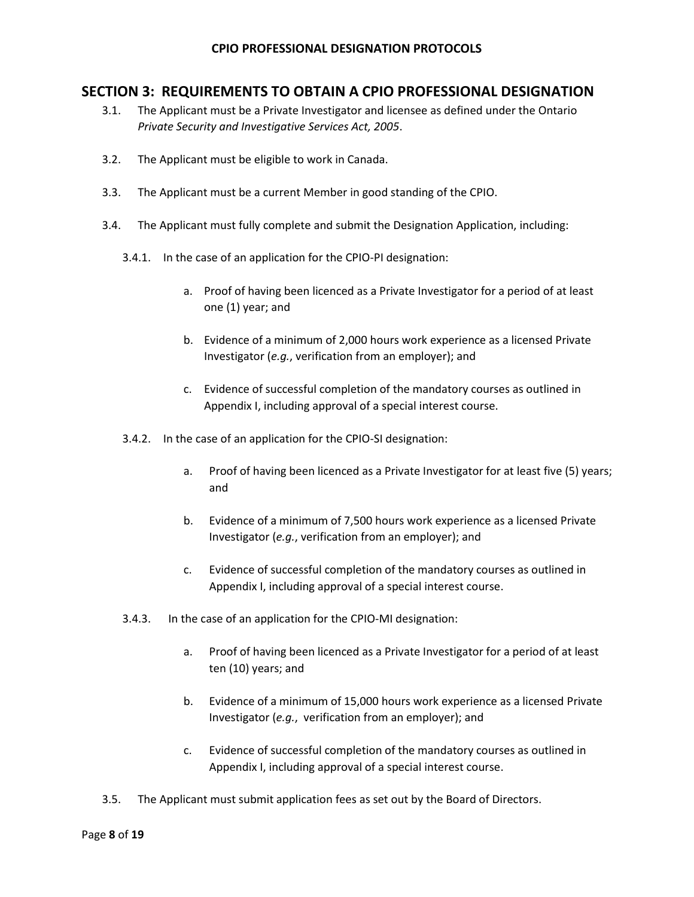## SECTION 3: REQUIREMENTS TO OBTAIN A CPIO PROFESSIONAL DESIGNATION

3.1. The Applicant must be a Private Investigator and licensee as defined under the Ontario *Private Security and Investigative Services Act, 2005*.

3.2. The Applicant must be eligible to work in Canada.

3.3. The Applicant must be a current Member in good standing of the CPIO.

3.4. The Applicant must fully complete and submit the Designation Application, including:

3.4.1. In the case of an application for the CPIO-PI designation:

a. Proof of having been licenced as a Private Investigator for a period of at least one (1) year; and

b. Evidence of a minimum of 2,000 hours work experience as a licensed Private Investigator (*e.g.*, verification from an employer); and

c. Evidence of successful completion of the mandatory courses as outlined in Appendix I, including approval of a special interest course.

3.4.2. In the case of an application for the CPIO-SI designation:

a. Proof of having been licenced as a Private Investigator for at least five (5) years; and

b. Evidence of a minimum of 7,500 hours work experience as a licensed Private Investigator (*e.g.*, verification from an employer); and

c. Evidence of successful completion of the mandatory courses as outlined in Appendix I, including approval of a special interest course.

3.4.3. In the case of an application for the CPIO-MI designation:

a. Proof of having been licenced as a Private Investigator for a period of at least ten (10) years; and

b. Evidence of a minimum of 15,000 hours work experience as a licensed Private Investigator (*e.g.*, verification from an employer); and

c. Evidence of successful completion of the mandatory courses as outlined in Appendix I, including approval of a special interest course.

3.5. The Applicant must submit application fees as set out by the Board of Directors.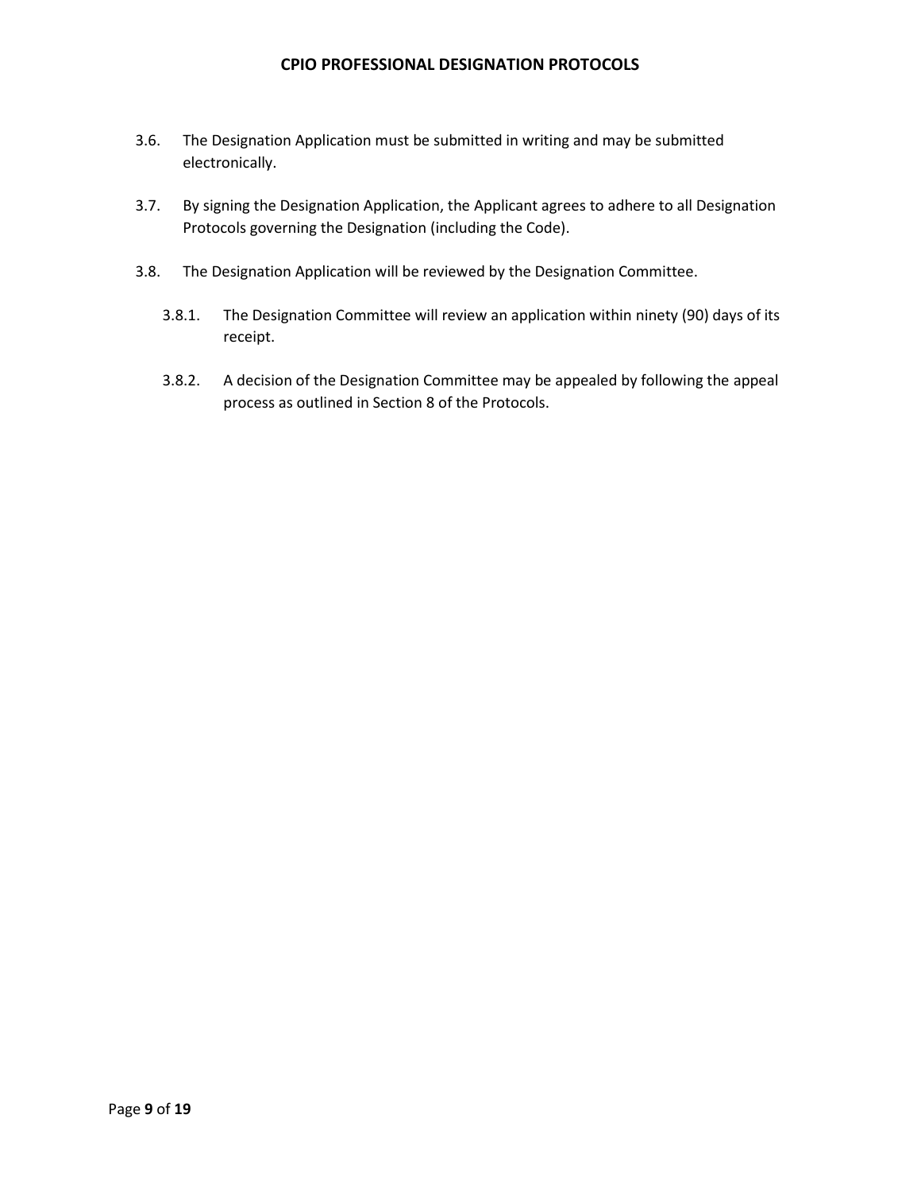3.6. The Designation Application must be submitted in writing and may be submitted electronically.

3.7. By signing the Designation Application, the Applicant agrees to adhere to all Designation Protocols governing the Designation (including the Code).

3.8. The Designation Application will be reviewed by the Designation Committee.

  3.8.1. The Designation Committee will review an application within ninety (90) days of its receipt.

  3.8.2. A decision of the Designation Committee may be appealed by following the appeal process as outlined in Section 8 of the Protocols.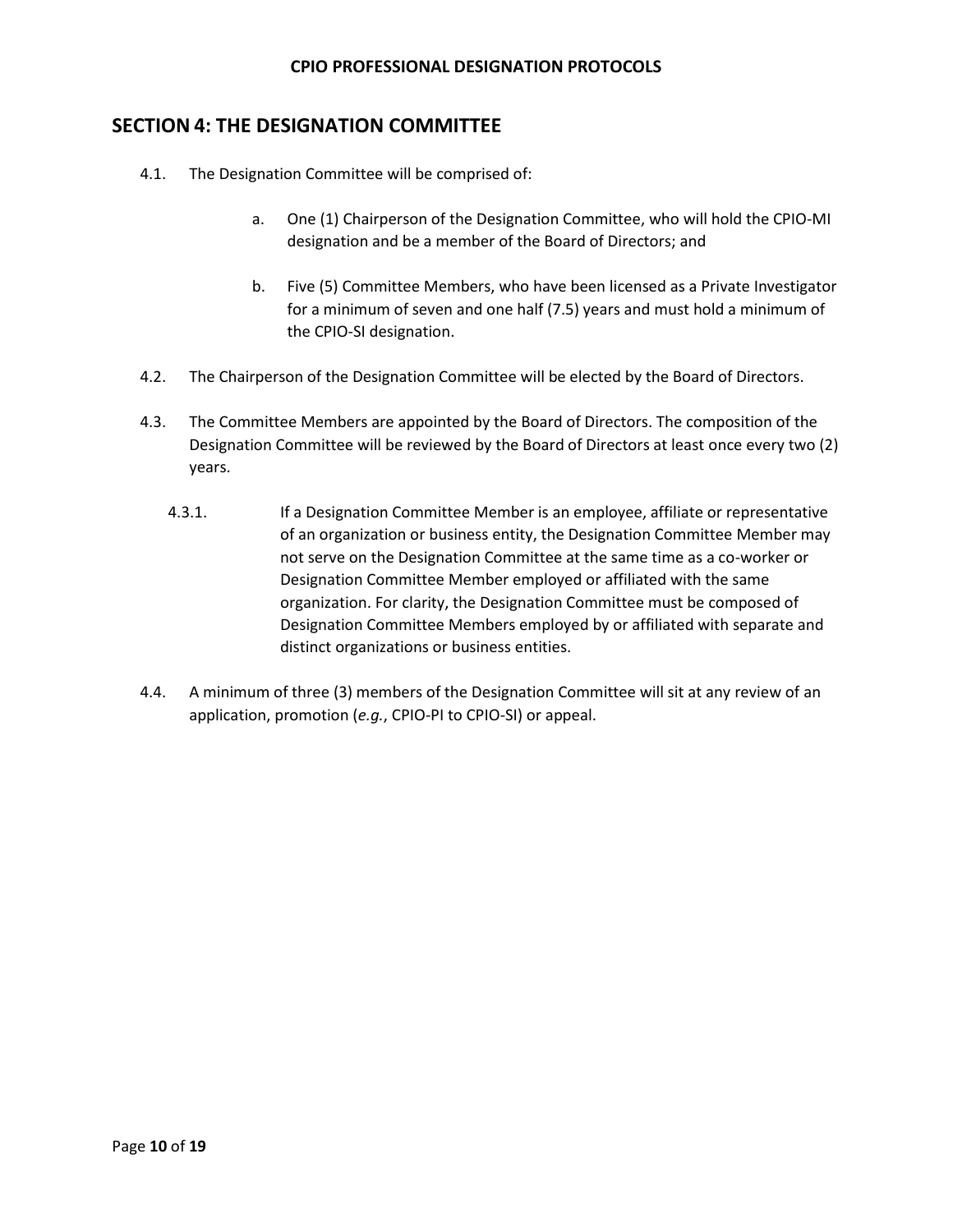## SECTION 4: THE DESIGNATION COMMITTEE

4.1. The Designation Committee will be comprised of:

   a. One (1) Chairperson of the Designation Committee, who will hold the CPIO-MI designation and be a member of the Board of Directors; and

   b. Five (5) Committee Members, who have been licensed as a Private Investigator for a minimum of seven and one half (7.5) years and must hold a minimum of the CPIO-SI designation.

4.2. The Chairperson of the Designation Committee will be elected by the Board of Directors.

4.3. The Committee Members are appointed by the Board of Directors. The composition of the Designation Committee will be reviewed by the Board of Directors at least once every two (2) years.

4.3.1. If a Designation Committee Member is an employee, affiliate or representative of an organization or business entity, the Designation Committee Member may not serve on the Designation Committee at the same time as a co-worker or Designation Committee Member employed or affiliated with the same organization. For clarity, the Designation Committee must be composed of Designation Committee Members employed by or affiliated with separate and distinct organizations or business entities.

4.4. A minimum of three (3) members of the Designation Committee will sit at any review of an application, promotion (*e.g.*, CPIO-PI to CPIO-SI) or appeal.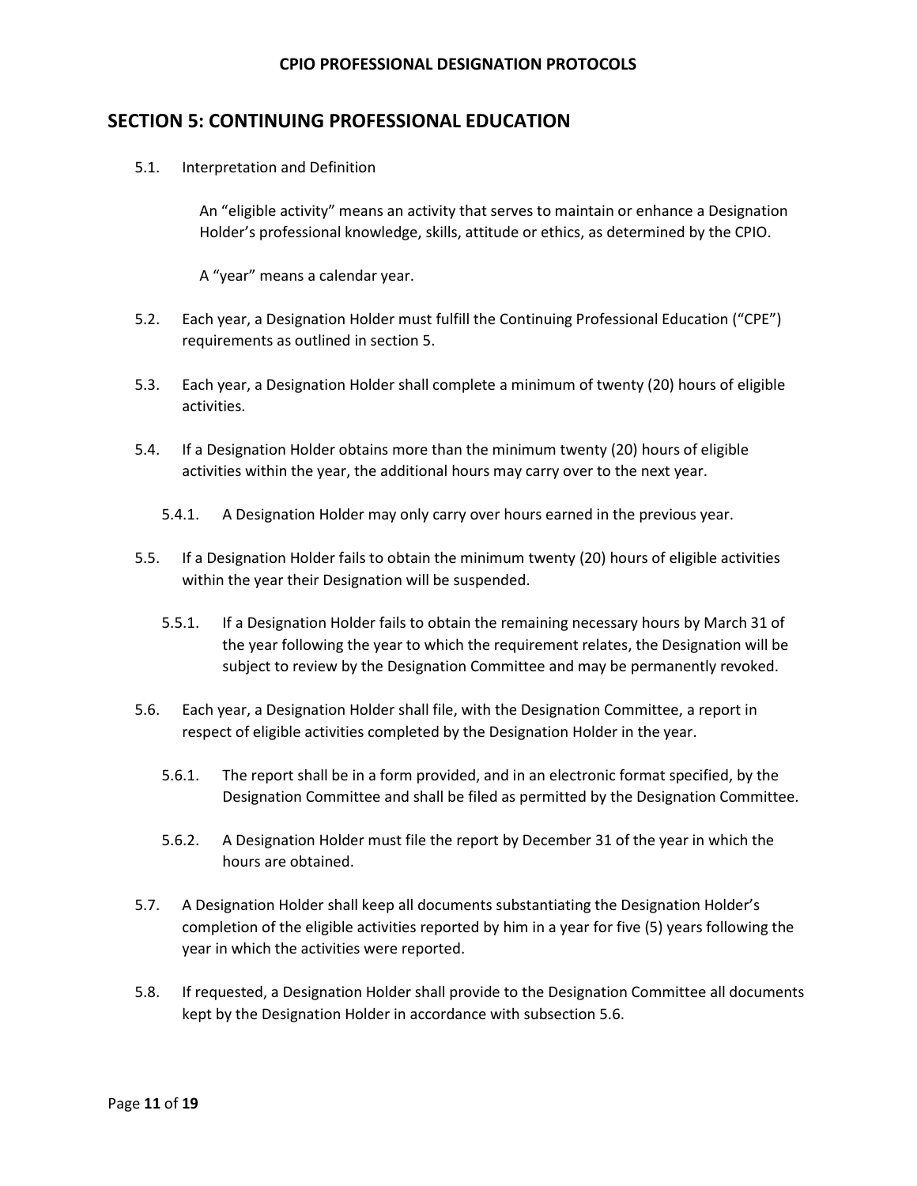## SECTION 5: CONTINUING PROFESSIONAL EDUCATION

5.1. Interpretation and Definition

An "eligible activity" means an activity that serves to maintain or enhance a Designation Holder's professional knowledge, skills, attitude or ethics, as determined by the CPIO.

A "year" means a calendar year.

5.2. Each year, a Designation Holder must fulfill the Continuing Professional Education ("CPE") requirements as outlined in section 5.

5.3. Each year, a Designation Holder shall complete a minimum of twenty (20) hours of eligible activities.

5.4. If a Designation Holder obtains more than the minimum twenty (20) hours of eligible activities within the year, the additional hours may carry over to the next year.

5.4.1. A Designation Holder may only carry over hours earned in the previous year.

5.5. If a Designation Holder fails to obtain the minimum twenty (20) hours of eligible activities within the year their Designation will be suspended.

5.5.1. If a Designation Holder fails to obtain the remaining necessary hours by March 31 of the year following the year to which the requirement relates, the Designation will be subject to review by the Designation Committee and may be permanently revoked.

5.6. Each year, a Designation Holder shall file, with the Designation Committee, a report in respect of eligible activities completed by the Designation Holder in the year.

5.6.1. The report shall be in a form provided, and in an electronic format specified, by the Designation Committee and shall be filed as permitted by the Designation Committee.

5.6.2. A Designation Holder must file the report by December 31 of the year in which the hours are obtained.

5.7. A Designation Holder shall keep all documents substantiating the Designation Holder's completion of the eligible activities reported by him in a year for five (5) years following the year in which the activities were reported.

5.8. If requested, a Designation Holder shall provide to the Designation Committee all documents kept by the Designation Holder in accordance with subsection 5.6.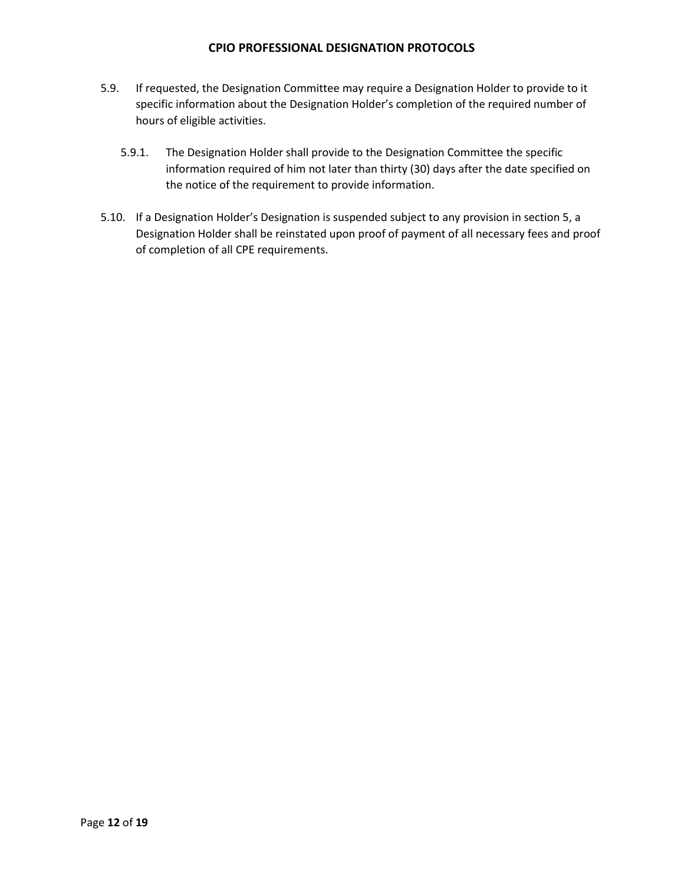5.9. If requested, the Designation Committee may require a Designation Holder to provide to it specific information about the Designation Holder's completion of the required number of hours of eligible activities.

  5.9.1. The Designation Holder shall provide to the Designation Committee the specific information required of him not later than thirty (30) days after the date specified on the notice of the requirement to provide information.

5.10. If a Designation Holder's Designation is suspended subject to any provision in section 5, a Designation Holder shall be reinstated upon proof of payment of all necessary fees and proof of completion of all CPE requirements.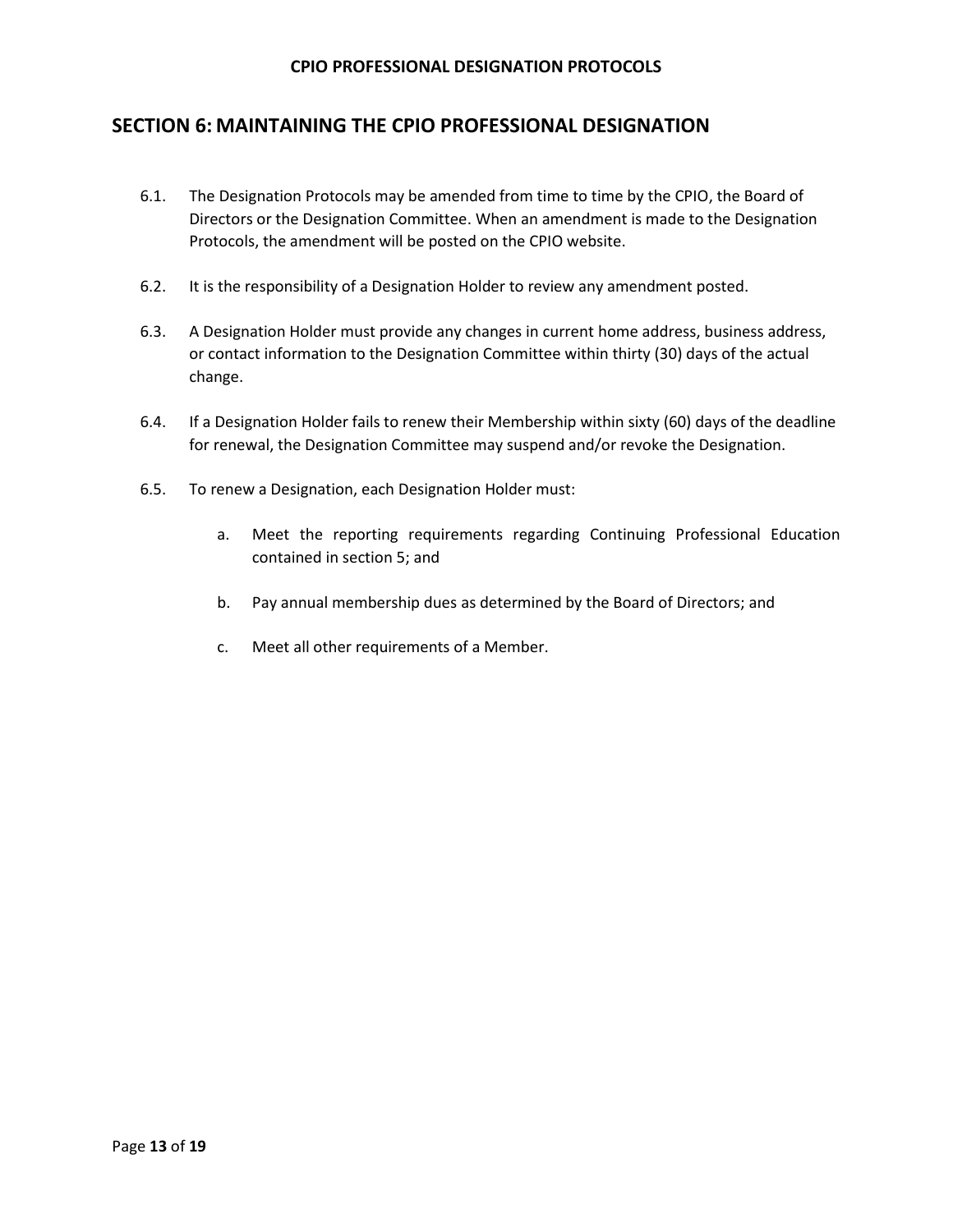## SECTION 6: MAINTAINING THE CPIO PROFESSIONAL DESIGNATION

6.1. The Designation Protocols may be amended from time to time by the CPIO, the Board of Directors or the Designation Committee. When an amendment is made to the Designation Protocols, the amendment will be posted on the CPIO website.

6.2. It is the responsibility of a Designation Holder to review any amendment posted.

6.3. A Designation Holder must provide any changes in current home address, business address, or contact information to the Designation Committee within thirty (30) days of the actual change.

6.4. If a Designation Holder fails to renew their Membership within sixty (60) days of the deadline for renewal, the Designation Committee may suspend and/or revoke the Designation.

6.5. To renew a Designation, each Designation Holder must:

   a. Meet the reporting requirements regarding Continuing Professional Education contained in section 5; and

   b. Pay annual membership dues as determined by the Board of Directors; and

   c. Meet all other requirements of a Member.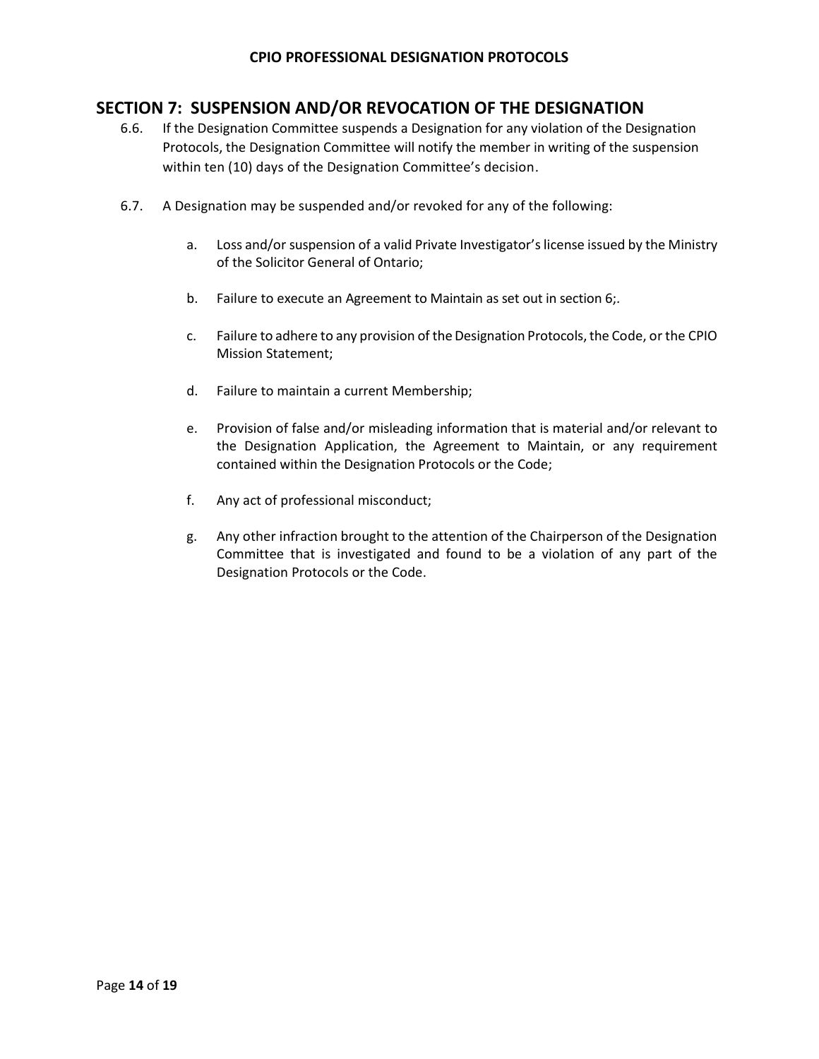## SECTION 7: SUSPENSION AND/OR REVOCATION OF THE DESIGNATION

6.6. If the Designation Committee suspends a Designation for any violation of the Designation Protocols, the Designation Committee will notify the member in writing of the suspension within ten (10) days of the Designation Committee's decision.

6.7. A Designation may be suspended and/or revoked for any of the following:

a. Loss and/or suspension of a valid Private Investigator's license issued by the Ministry of the Solicitor General of Ontario;

b. Failure to execute an Agreement to Maintain as set out in section 6;.

c. Failure to adhere to any provision of the Designation Protocols, the Code, or the CPIO Mission Statement;

d. Failure to maintain a current Membership;

e. Provision of false and/or misleading information that is material and/or relevant to the Designation Application, the Agreement to Maintain, or any requirement contained within the Designation Protocols or the Code;

f. Any act of professional misconduct;

g. Any other infraction brought to the attention of the Chairperson of the Designation Committee that is investigated and found to be a violation of any part of the Designation Protocols or the Code.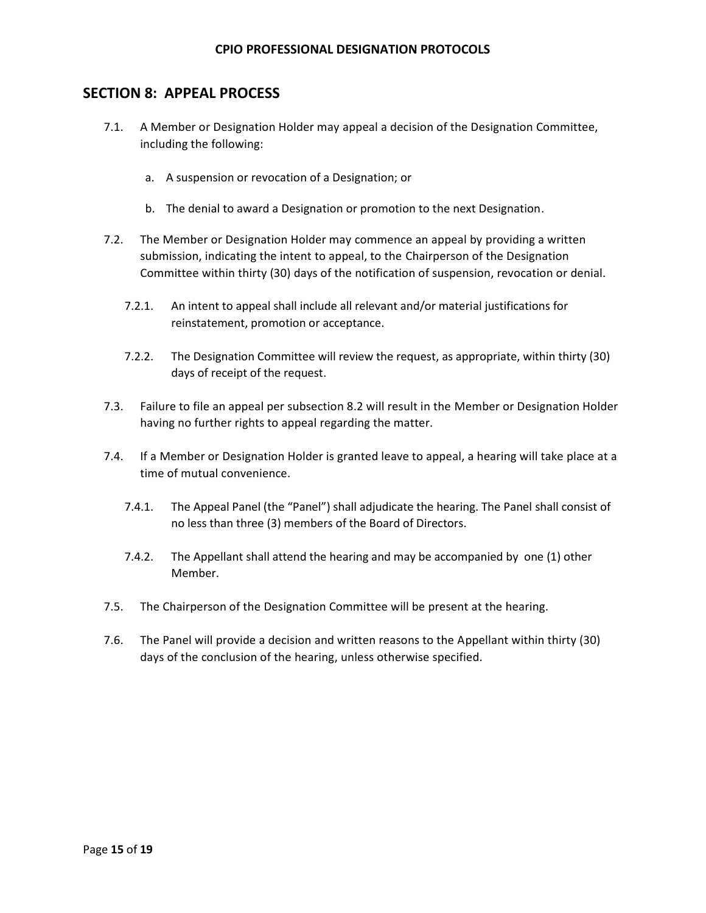## SECTION 8: APPEAL PROCESS

7.1. A Member or Designation Holder may appeal a decision of the Designation Committee, including the following:

a. A suspension or revocation of a Designation; or

b. The denial to award a Designation or promotion to the next Designation.

7.2. The Member or Designation Holder may commence an appeal by providing a written submission, indicating the intent to appeal, to the Chairperson of the Designation Committee within thirty (30) days of the notification of suspension, revocation or denial.

7.2.1. An intent to appeal shall include all relevant and/or material justifications for reinstatement, promotion or acceptance.

7.2.2. The Designation Committee will review the request, as appropriate, within thirty (30) days of receipt of the request.

7.3. Failure to file an appeal per subsection 8.2 will result in the Member or Designation Holder having no further rights to appeal regarding the matter.

7.4. If a Member or Designation Holder is granted leave to appeal, a hearing will take place at a time of mutual convenience.

7.4.1. The Appeal Panel (the "Panel") shall adjudicate the hearing. The Panel shall consist of no less than three (3) members of the Board of Directors.

7.4.2. The Appellant shall attend the hearing and may be accompanied by one (1) other Member.

7.5. The Chairperson of the Designation Committee will be present at the hearing.

7.6. The Panel will provide a decision and written reasons to the Appellant within thirty (30) days of the conclusion of the hearing, unless otherwise specified.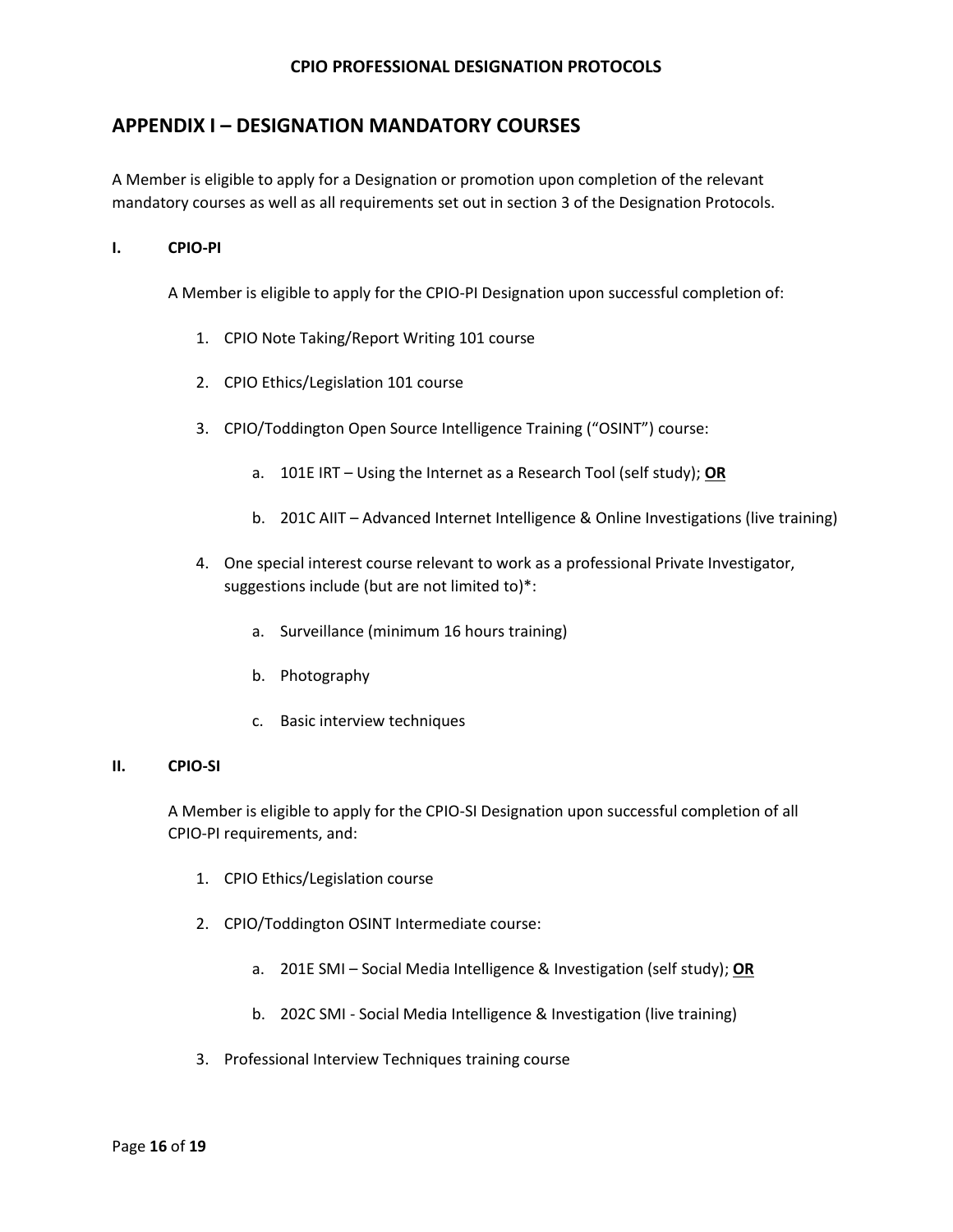## APPENDIX I – DESIGNATION MANDATORY COURSES

A Member is eligible to apply for a Designation or promotion upon completion of the relevant mandatory courses as well as all requirements set out in section 3 of the Designation Protocols.

### I. CPIO-PI

A Member is eligible to apply for the CPIO-PI Designation upon successful completion of:

1. CPIO Note Taking/Report Writing 101 course
2. CPIO Ethics/Legislation 101 course
3. CPIO/Toddington Open Source Intelligence Training ("OSINT") course:
   a. 101E IRT – Using the Internet as a Research Tool (self study); **OR**
   b. 201C AIIT – Advanced Internet Intelligence & Online Investigations (live training)
4. One special interest course relevant to work as a professional Private Investigator, suggestions include (but are not limited to)*:
   a. Surveillance (minimum 16 hours training)
   b. Photography
   c. Basic interview techniques

### II. CPIO-SI

A Member is eligible to apply for the CPIO-SI Designation upon successful completion of all CPIO-PI requirements, and:

1. CPIO Ethics/Legislation course
2. CPIO/Toddington OSINT Intermediate course:
   a. 201E SMI – Social Media Intelligence & Investigation (self study); **OR**
   b. 202C SMI - Social Media Intelligence & Investigation (live training)
3. Professional Interview Techniques training course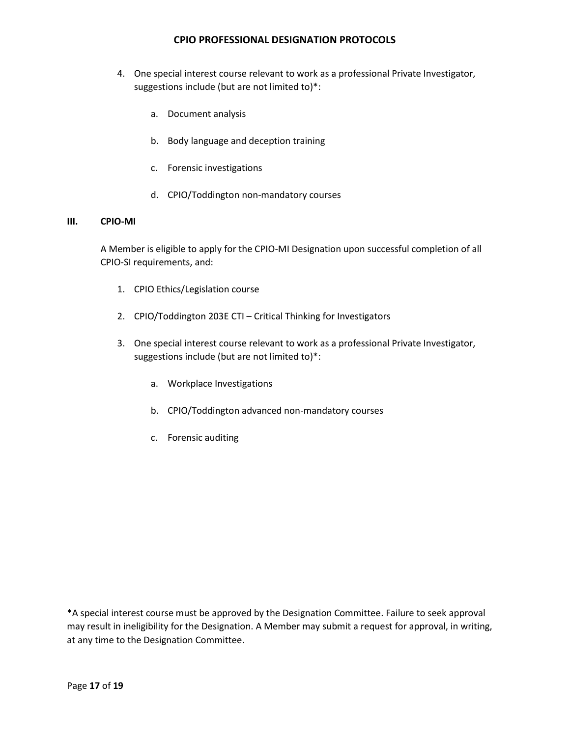4. One special interest course relevant to work as a professional Private Investigator, suggestions include (but are not limited to)*:

    a. Document analysis

    b. Body language and deception training

    c. Forensic investigations

    d. CPIO/Toddington non-mandatory courses

### III. CPIO-MI

A Member is eligible to apply for the CPIO-MI Designation upon successful completion of all CPIO-SI requirements, and:

1. CPIO Ethics/Legislation course

2. CPIO/Toddington 203E CTI – Critical Thinking for Investigators

3. One special interest course relevant to work as a professional Private Investigator, suggestions include (but are not limited to)*:

    a. Workplace Investigations

    b. CPIO/Toddington advanced non-mandatory courses

    c. Forensic auditing

*A special interest course must be approved by the Designation Committee. Failure to seek approval may result in ineligibility for the Designation. A Member may submit a request for approval, in writing, at any time to the Designation Committee.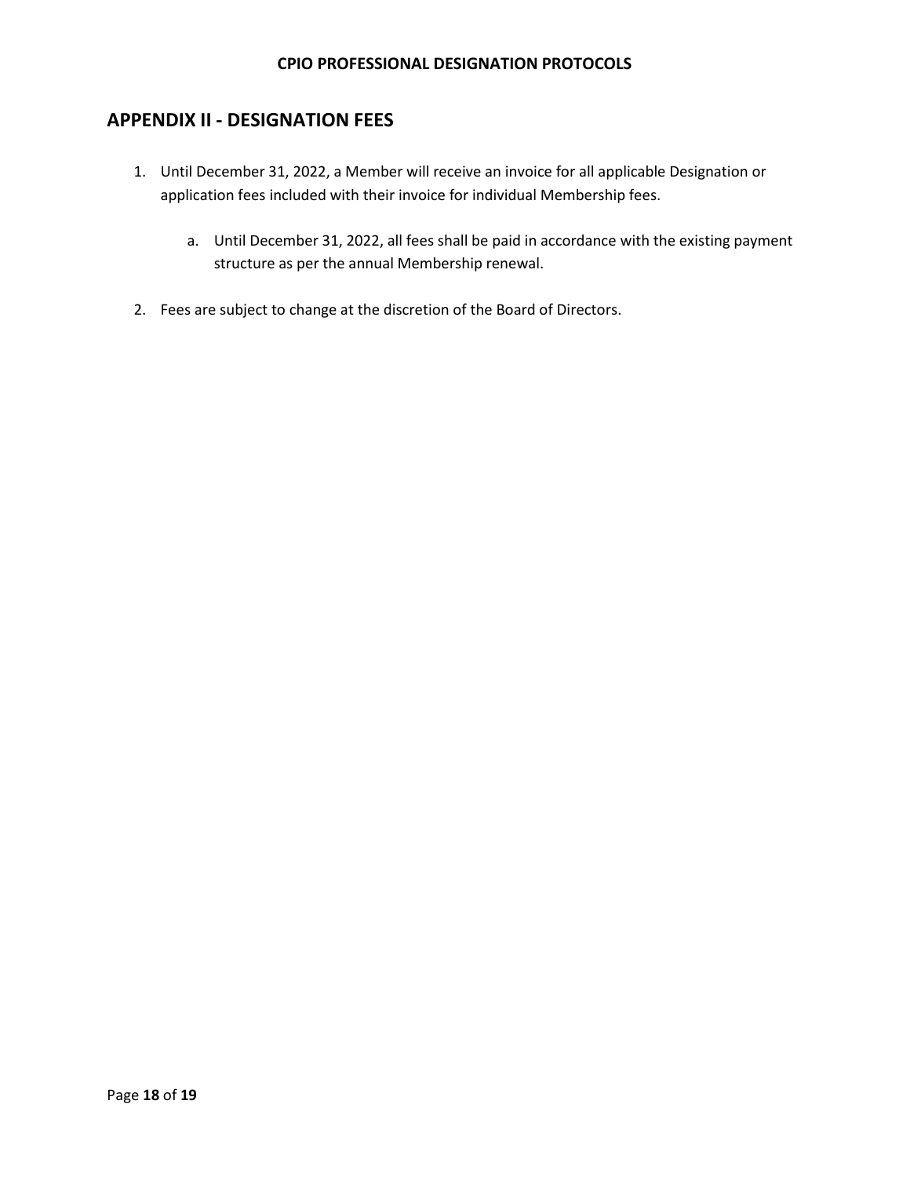## APPENDIX II - DESIGNATION FEES

1. Until December 31, 2022, a Member will receive an invoice for all applicable Designation or application fees included with their invoice for individual Membership fees.

   a. Until December 31, 2022, all fees shall be paid in accordance with the existing payment structure as per the annual Membership renewal.

2. Fees are subject to change at the discretion of the Board of Directors.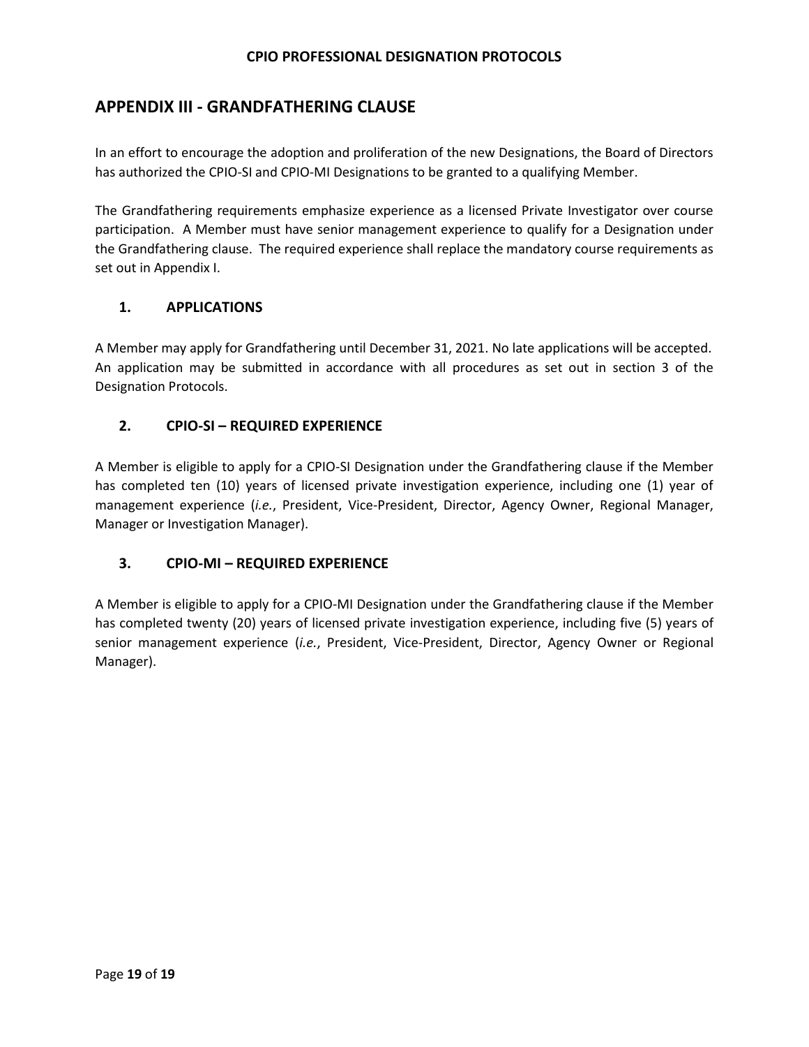# APPENDIX III - GRANDFATHERING CLAUSE

In an effort to encourage the adoption and proliferation of the new Designations, the Board of Directors has authorized the CPIO-SI and CPIO-MI Designations to be granted to a qualifying Member.

The Grandfathering requirements emphasize experience as a licensed Private Investigator over course participation. A Member must have senior management experience to qualify for a Designation under the Grandfathering clause. The required experience shall replace the mandatory course requirements as set out in Appendix I.

## 1. APPLICATIONS

A Member may apply for Grandfathering until December 31, 2021. No late applications will be accepted. An application may be submitted in accordance with all procedures as set out in section 3 of the Designation Protocols.

## 2. CPIO-SI – REQUIRED EXPERIENCE

A Member is eligible to apply for a CPIO-SI Designation under the Grandfathering clause if the Member has completed ten (10) years of licensed private investigation experience, including one (1) year of management experience (*i.e.*, President, Vice-President, Director, Agency Owner, Regional Manager, Manager or Investigation Manager).

## 3. CPIO-MI – REQUIRED EXPERIENCE

A Member is eligible to apply for a CPIO-MI Designation under the Grandfathering clause if the Member has completed twenty (20) years of licensed private investigation experience, including five (5) years of senior management experience (*i.e.*, President, Vice-President, Director, Agency Owner or Regional Manager).